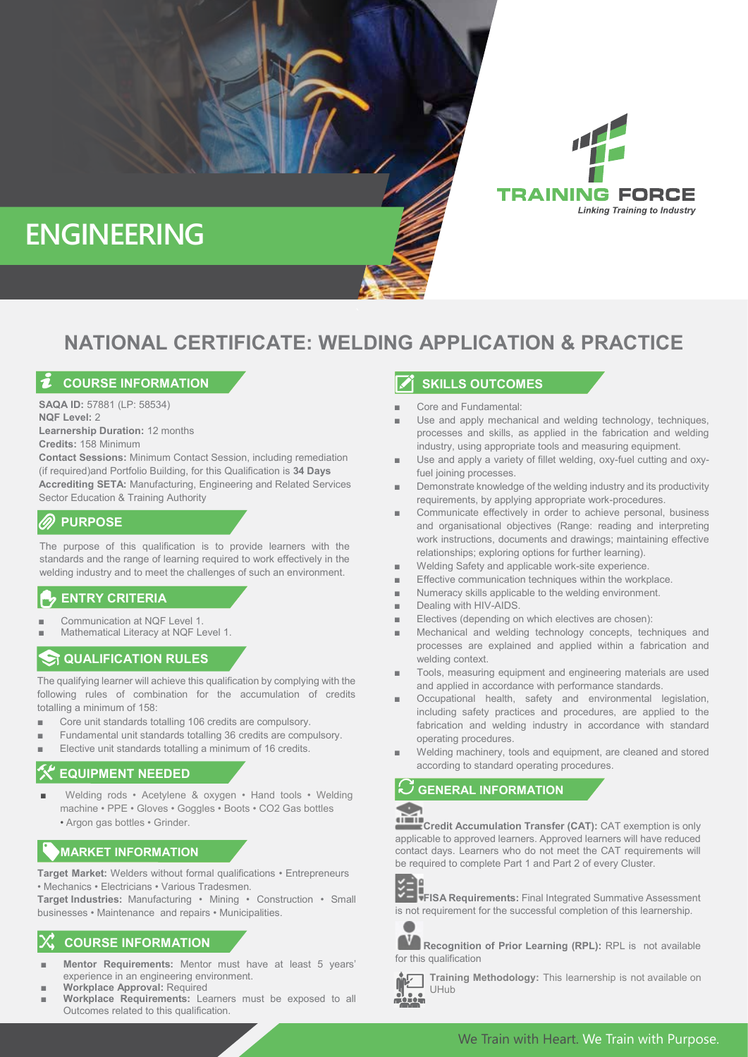# ENGINEERING

TRAINING FORCE
*Linking Training to Industry*

## NATIONAL CERTIFICATE: WELDING APPLICATION & PRACTICE

### COURSE INFORMATION

**SAQA ID:** 57881 (LP: 58534)
**NQF Level:** 2
**Learnership Duration:** 12 months
**Credits:** 158 Minimum
**Contact Sessions:** Minimum Contact Session, including remediation (if required)and Portfolio Building, for this Qualification is **34 Days**
**Accrediting SETA:** Manufacturing, Engineering and Related Services Sector Education & Training Authority

### PURPOSE

The purpose of this qualification is to provide learners with the standards and the range of learning required to work effectively in the welding industry and to meet the challenges of such an environment.

### ENTRY CRITERIA

- Communication at NQF Level 1.
- Mathematical Literacy at NQF Level 1.

### QUALIFICATION RULES

The qualifying learner will achieve this qualification by complying with the following rules of combination for the accumulation of credits totalling a minimum of 158:

- Core unit standards totalling 106 credits are compulsory.
- Fundamental unit standards totalling 36 credits are compulsory.
- Elective unit standards totalling a minimum of 16 credits.

### EQUIPMENT NEEDED

- Welding rods • Acetylene & oxygen • Hand tools • Welding machine • PPE • Gloves • Goggles • Boots • CO2 Gas bottles • Argon gas bottles • Grinder.

### MARKET INFORMATION

**Target Market:** Welders without formal qualifications • Entrepreneurs • Mechanics • Electricians • Various Tradesmen.
**Target Industries:** Manufacturing • Mining • Construction • Small businesses • Maintenance and repairs • Municipalities.

### COURSE INFORMATION

- **Mentor Requirements:** Mentor must have at least 5 years' experience in an engineering environment.
- **Workplace Approval:** Required
- **Workplace Requirements:** Learners must be exposed to all Outcomes related to this qualification.

### SKILLS OUTCOMES

- Core and Fundamental:
- Use and apply mechanical and welding technology, techniques, processes and skills, as applied in the fabrication and welding industry, using appropriate tools and measuring equipment.
- Use and apply a variety of fillet welding, oxy-fuel cutting and oxy-fuel joining processes.
- Demonstrate knowledge of the welding industry and its productivity requirements, by applying appropriate work-procedures.
- Communicate effectively in order to achieve personal, business and organisational objectives (Range: reading and interpreting work instructions, documents and drawings; maintaining effective relationships; exploring options for further learning).
- Welding Safety and applicable work-site experience.
- Effective communication techniques within the workplace.
- Numeracy skills applicable to the welding environment.
- Dealing with HIV-AIDS.
- Electives (depending on which electives are chosen):
- Mechanical and welding technology concepts, techniques and processes are explained and applied within a fabrication and welding context.
- Tools, measuring equipment and engineering materials are used and applied in accordance with performance standards.
- Occupational health, safety and environmental legislation, including safety practices and procedures, are applied to the fabrication and welding industry in accordance with standard operating procedures.
- Welding machinery, tools and equipment, are cleaned and stored according to standard operating procedures.

### GENERAL INFORMATION

**Credit Accumulation Transfer (CAT):** CAT exemption is only applicable to approved learners. Approved learners will have reduced contact days. Learners who do not meet the CAT requirements will be required to complete Part 1 and Part 2 of every Cluster.

**FISA Requirements:** Final Integrated Summative Assessment is not requirement for the successful completion of this learnership.

**Recognition of Prior Learning (RPL):** RPL is not available for this qualification

**Training Methodology:** This learnership is not available on UHub

We Train with Heart. We Train with Purpose.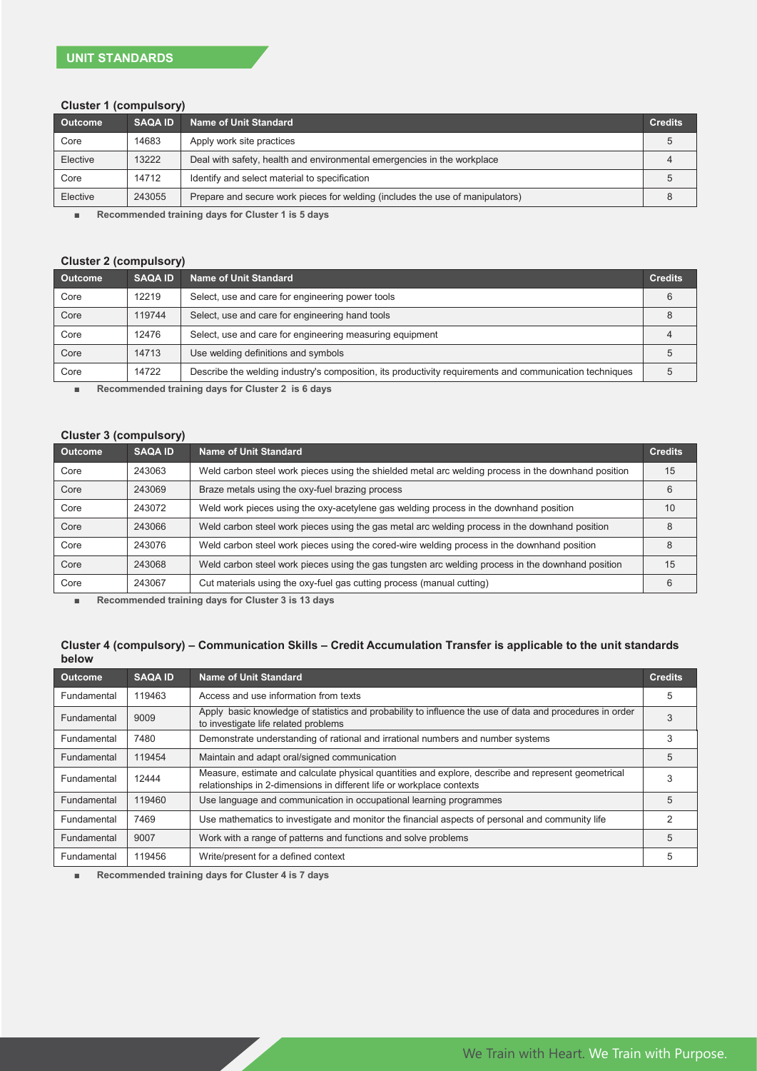## UNIT STANDARDS

### Cluster 1 (compulsory)

| Outcome | SAQA ID | Name of Unit Standard | Credits |
|---|---|---|---|
| Core | 14683 | Apply work site practices | 5 |
| Elective | 13222 | Deal with safety, health and environmental emergencies in the workplace | 4 |
| Core | 14712 | Identify and select material to specification | 5 |
| Elective | 243055 | Prepare and secure work pieces for welding (includes the use of manipulators) | 8 |

- **Recommended training days for Cluster 1 is 5 days**

### Cluster 2 (compulsory)

| Outcome | SAQA ID | Name of Unit Standard | Credits |
|---|---|---|---|
| Core | 12219 | Select, use and care for engineering power tools | 6 |
| Core | 119744 | Select, use and care for engineering hand tools | 8 |
| Core | 12476 | Select, use and care for engineering measuring equipment | 4 |
| Core | 14713 | Use welding definitions and symbols | 5 |
| Core | 14722 | Describe the welding industry's composition, its productivity requirements and communication techniques | 5 |

- **Recommended training days for Cluster 2 is 6 days**

### Cluster 3 (compulsory)

| Outcome | SAQA ID | Name of Unit Standard | Credits |
|---|---|---|---|
| Core | 243063 | Weld carbon steel work pieces using the shielded metal arc welding process in the downhand position | 15 |
| Core | 243069 | Braze metals using the oxy-fuel brazing process | 6 |
| Core | 243072 | Weld work pieces using the oxy-acetylene gas welding process in the downhand position | 10 |
| Core | 243066 | Weld carbon steel work pieces using the gas metal arc welding process in the downhand position | 8 |
| Core | 243076 | Weld carbon steel work pieces using the cored-wire welding process in the downhand position | 8 |
| Core | 243068 | Weld carbon steel work pieces using the gas tungsten arc welding process in the downhand position | 15 |
| Core | 243067 | Cut materials using the oxy-fuel gas cutting process (manual cutting) | 6 |

- **Recommended training days for Cluster 3 is 13 days**

### Cluster 4 (compulsory) – Communication Skills – Credit Accumulation Transfer is applicable to the unit standards below

| Outcome | SAQA ID | Name of Unit Standard | Credits |
|---|---|---|---|
| Fundamental | 119463 | Access and use information from texts | 5 |
| Fundamental | 9009 | Apply basic knowledge of statistics and probability to influence the use of data and procedures in order to investigate life related problems | 3 |
| Fundamental | 7480 | Demonstrate understanding of rational and irrational numbers and number systems | 3 |
| Fundamental | 119454 | Maintain and adapt oral/signed communication | 5 |
| Fundamental | 12444 | Measure, estimate and calculate physical quantities and explore, describe and represent geometrical relationships in 2-dimensions in different life or workplace contexts | 3 |
| Fundamental | 119460 | Use language and communication in occupational learning programmes | 5 |
| Fundamental | 7469 | Use mathematics to investigate and monitor the financial aspects of personal and community life | 2 |
| Fundamental | 9007 | Work with a range of patterns and functions and solve problems | 5 |
| Fundamental | 119456 | Write/present for a defined context | 5 |

- **Recommended training days for Cluster 4 is 7 days**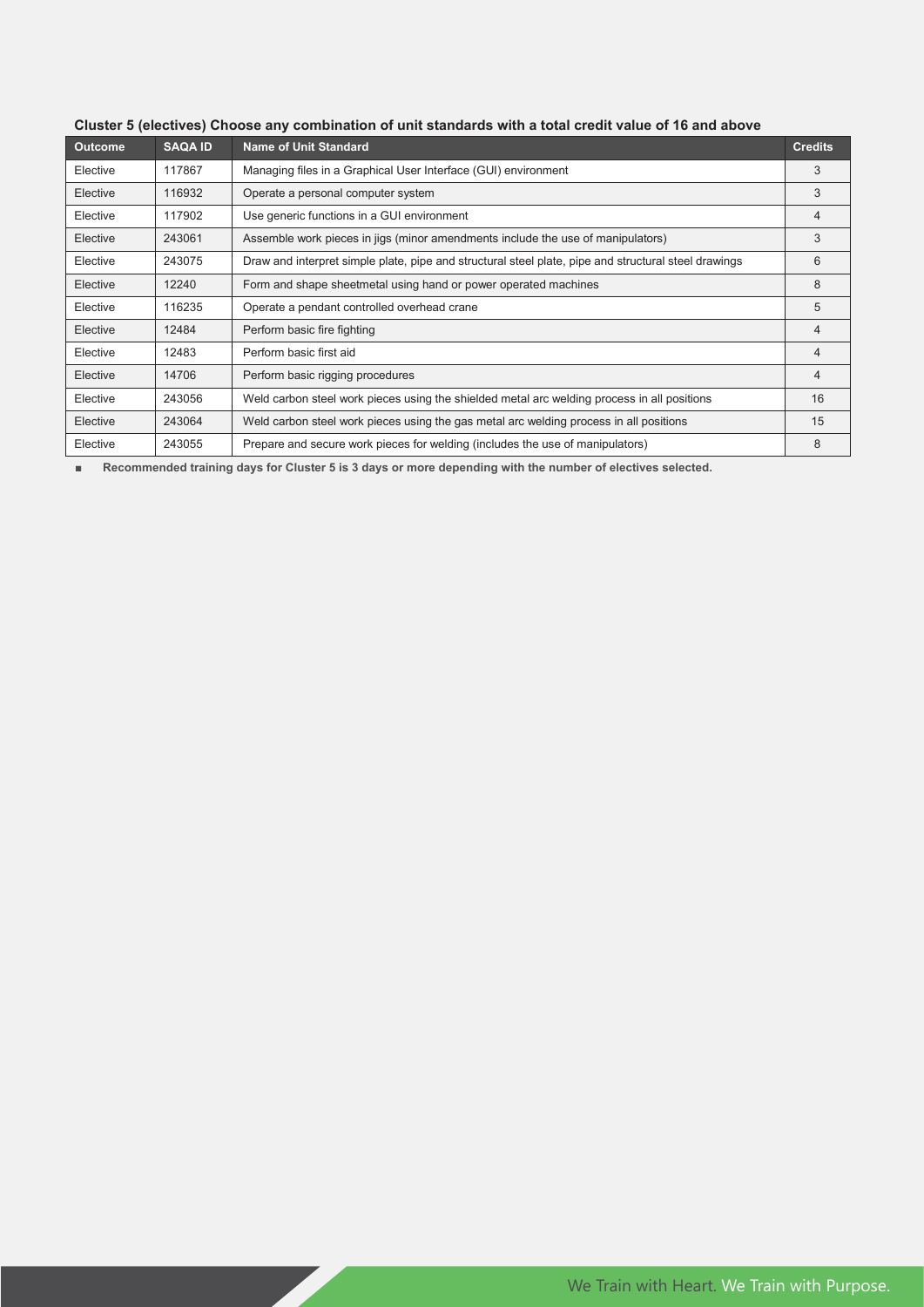**Cluster 5 (electives) Choose any combination of unit standards with a total credit value of 16 and above**

| Outcome | SAQA ID | Name of Unit Standard | Credits |
|---|---|---|---|
| Elective | 117867 | Managing files in a Graphical User Interface (GUI) environment | 3 |
| Elective | 116932 | Operate a personal computer system | 3 |
| Elective | 117902 | Use generic functions in a GUI environment | 4 |
| Elective | 243061 | Assemble work pieces in jigs (minor amendments include the use of manipulators) | 3 |
| Elective | 243075 | Draw and interpret simple plate, pipe and structural steel plate, pipe and structural steel drawings | 6 |
| Elective | 12240 | Form and shape sheetmetal using hand or power operated machines | 8 |
| Elective | 116235 | Operate a pendant controlled overhead crane | 5 |
| Elective | 12484 | Perform basic fire fighting | 4 |
| Elective | 12483 | Perform basic first aid | 4 |
| Elective | 14706 | Perform basic rigging procedures | 4 |
| Elective | 243056 | Weld carbon steel work pieces using the shielded metal arc welding process in all positions | 16 |
| Elective | 243064 | Weld carbon steel work pieces using the gas metal arc welding process in all positions | 15 |
| Elective | 243055 | Prepare and secure work pieces for welding (includes the use of manipulators) | 8 |

- **Recommended training days for Cluster 5 is 3 days or more depending with the number of electives selected.**

We Train with Heart. We Train with Purpose.